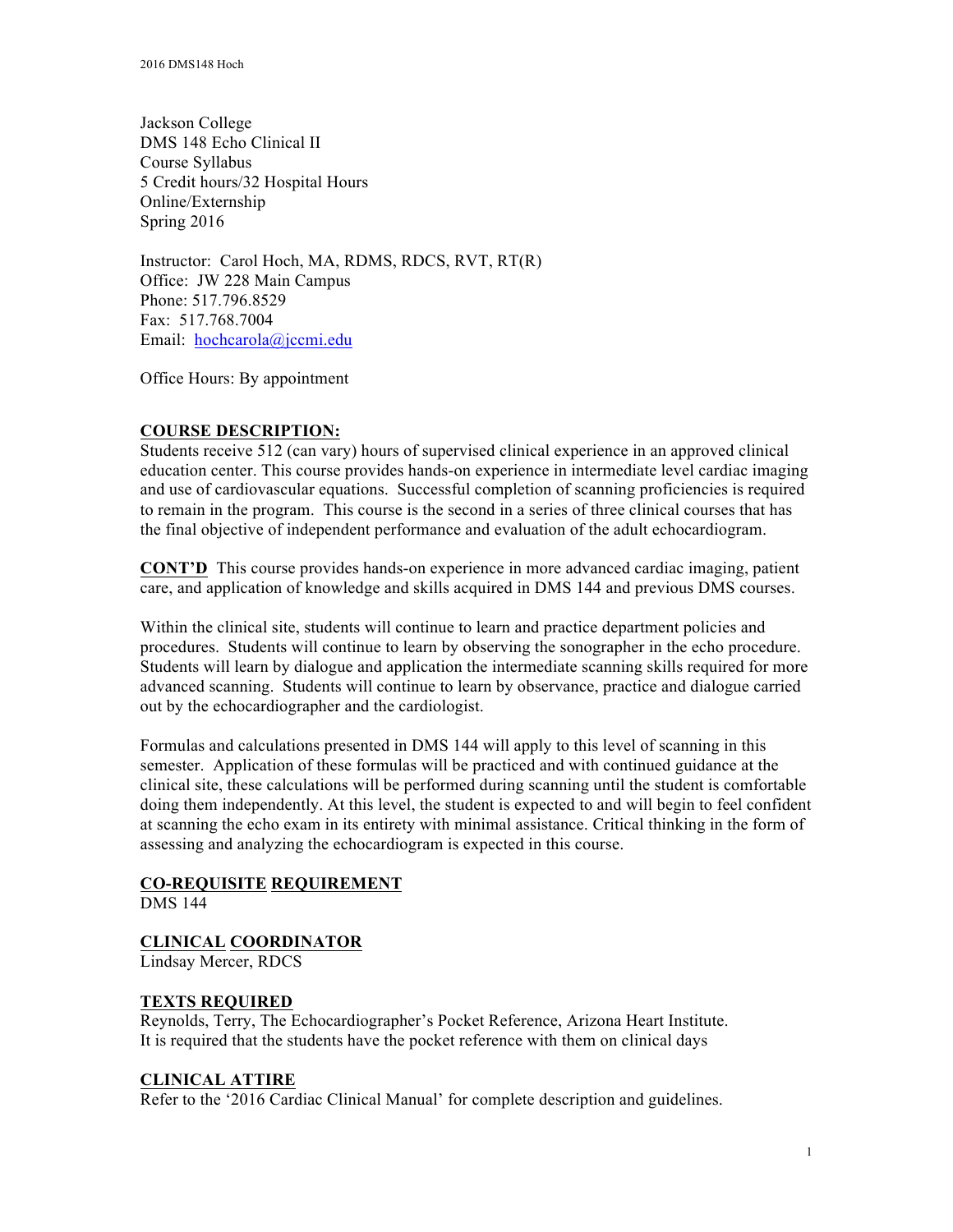Jackson College
DMS 148 Echo Clinical II
Course Syllabus
5 Credit hours/32 Hospital Hours
Online/Externship
Spring 2016

Instructor: Carol Hoch, MA, RDMS, RDCS, RVT, RT(R)
Office: JW 228 Main Campus
Phone: 517.796.8529
Fax: 517.768.7004
Email: hochcarola@jccmi.edu

Office Hours: By appointment

**COURSE DESCRIPTION:**
Students receive 512 (can vary) hours of supervised clinical experience in an approved clinical education center. This course provides hands-on experience in intermediate level cardiac imaging and use of cardiovascular equations. Successful completion of scanning proficiencies is required to remain in the program. This course is the second in a series of three clinical courses that has the final objective of independent performance and evaluation of the adult echocardiogram.

**CONT'D** This course provides hands-on experience in more advanced cardiac imaging, patient care, and application of knowledge and skills acquired in DMS 144 and previous DMS courses.

Within the clinical site, students will continue to learn and practice department policies and procedures. Students will continue to learn by observing the sonographer in the echo procedure. Students will learn by dialogue and application the intermediate scanning skills required for more advanced scanning. Students will continue to learn by observance, practice and dialogue carried out by the echocardiographer and the cardiologist.

Formulas and calculations presented in DMS 144 will apply to this level of scanning in this semester. Application of these formulas will be practiced and with continued guidance at the clinical site, these calculations will be performed during scanning until the student is comfortable doing them independently. At this level, the student is expected to and will begin to feel confident at scanning the echo exam in its entirety with minimal assistance. Critical thinking in the form of assessing and analyzing the echocardiogram is expected in this course.

**CO-REQUISITE REQUIREMENT**
DMS 144

**CLINICAL COORDINATOR**
Lindsay Mercer, RDCS

**TEXTS REQUIRED**
Reynolds, Terry, The Echocardiographer's Pocket Reference, Arizona Heart Institute.
It is required that the students have the pocket reference with them on clinical days

**CLINICAL ATTIRE**
Refer to the '2016 Cardiac Clinical Manual' for complete description and guidelines.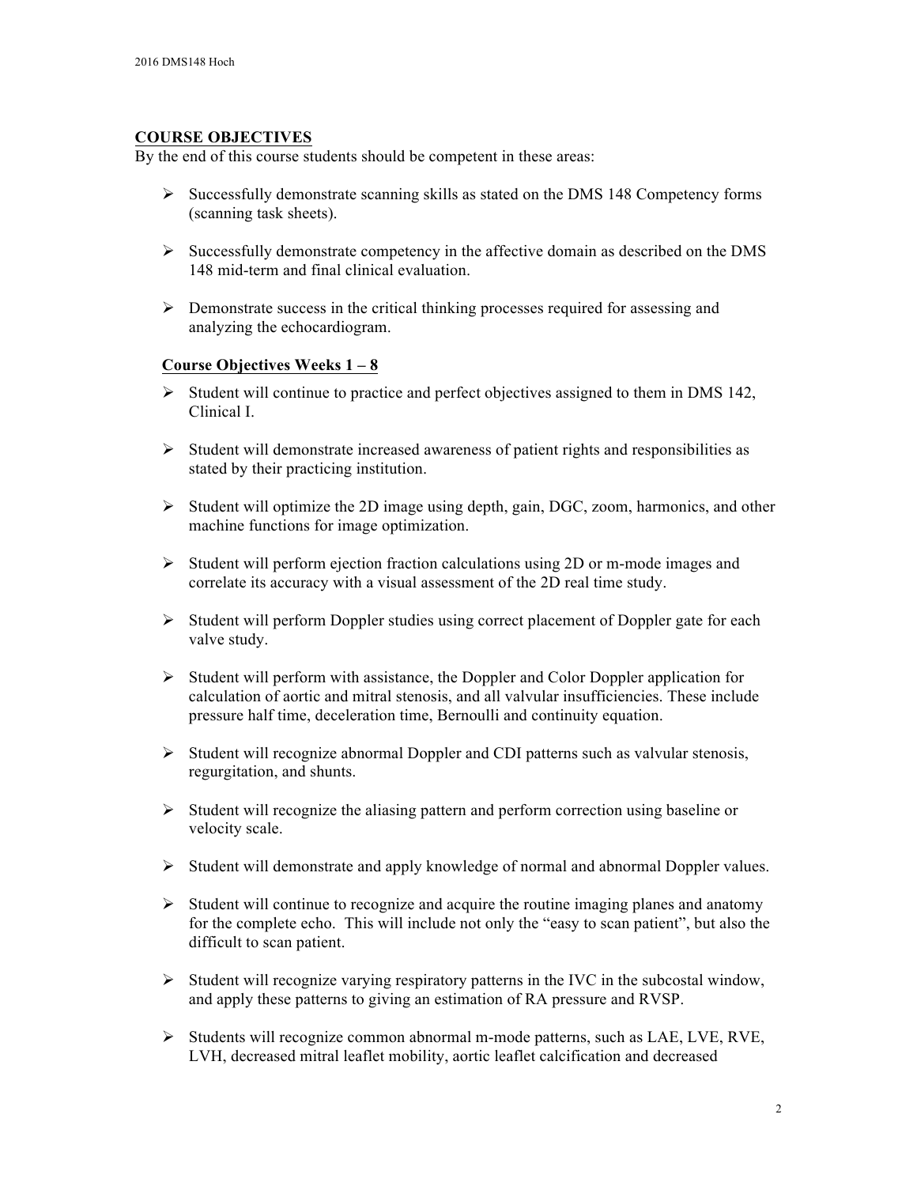## COURSE OBJECTIVES

By the end of this course students should be competent in these areas:

- Successfully demonstrate scanning skills as stated on the DMS 148 Competency forms (scanning task sheets).
- Successfully demonstrate competency in the affective domain as described on the DMS 148 mid-term and final clinical evaluation.
- Demonstrate success in the critical thinking processes required for assessing and analyzing the echocardiogram.

### Course Objectives Weeks 1 – 8

- Student will continue to practice and perfect objectives assigned to them in DMS 142, Clinical I.
- Student will demonstrate increased awareness of patient rights and responsibilities as stated by their practicing institution.
- Student will optimize the 2D image using depth, gain, DGC, zoom, harmonics, and other machine functions for image optimization.
- Student will perform ejection fraction calculations using 2D or m-mode images and correlate its accuracy with a visual assessment of the 2D real time study.
- Student will perform Doppler studies using correct placement of Doppler gate for each valve study.
- Student will perform with assistance, the Doppler and Color Doppler application for calculation of aortic and mitral stenosis, and all valvular insufficiencies. These include pressure half time, deceleration time, Bernoulli and continuity equation.
- Student will recognize abnormal Doppler and CDI patterns such as valvular stenosis, regurgitation, and shunts.
- Student will recognize the aliasing pattern and perform correction using baseline or velocity scale.
- Student will demonstrate and apply knowledge of normal and abnormal Doppler values.
- Student will continue to recognize and acquire the routine imaging planes and anatomy for the complete echo. This will include not only the "easy to scan patient", but also the difficult to scan patient.
- Student will recognize varying respiratory patterns in the IVC in the subcostal window, and apply these patterns to giving an estimation of RA pressure and RVSP.
- Students will recognize common abnormal m-mode patterns, such as LAE, LVE, RVE, LVH, decreased mitral leaflet mobility, aortic leaflet calcification and decreased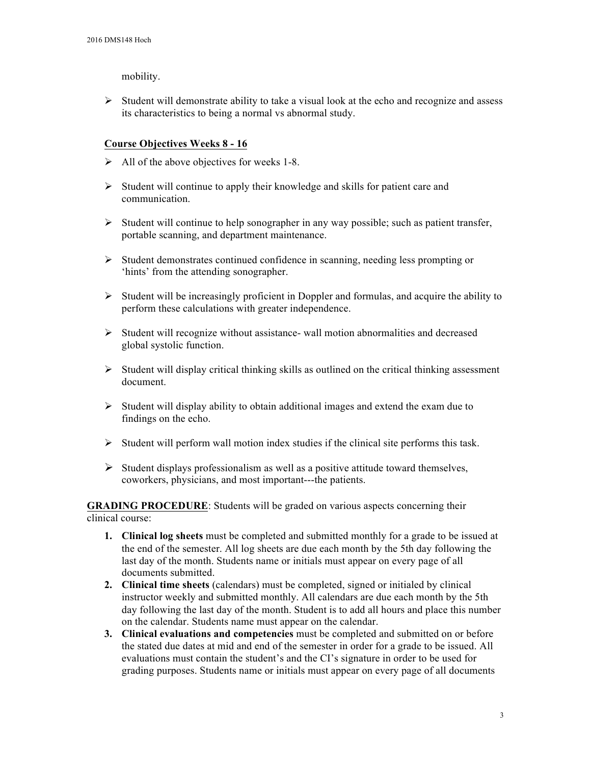mobility.

- Student will demonstrate ability to take a visual look at the echo and recognize and assess its characteristics to being a normal vs abnormal study.

**Course Objectives Weeks 8 - 16**

- All of the above objectives for weeks 1-8.
- Student will continue to apply their knowledge and skills for patient care and communication.
- Student will continue to help sonographer in any way possible; such as patient transfer, portable scanning, and department maintenance.
- Student demonstrates continued confidence in scanning, needing less prompting or 'hints' from the attending sonographer.
- Student will be increasingly proficient in Doppler and formulas, and acquire the ability to perform these calculations with greater independence.
- Student will recognize without assistance- wall motion abnormalities and decreased global systolic function.
- Student will display critical thinking skills as outlined on the critical thinking assessment document.
- Student will display ability to obtain additional images and extend the exam due to findings on the echo.
- Student will perform wall motion index studies if the clinical site performs this task.
- Student displays professionalism as well as a positive attitude toward themselves, coworkers, physicians, and most important---the patients.

**GRADING PROCEDURE**: Students will be graded on various aspects concerning their clinical course:

1. **Clinical log sheets** must be completed and submitted monthly for a grade to be issued at the end of the semester. All log sheets are due each month by the 5th day following the last day of the month. Students name or initials must appear on every page of all documents submitted.
2. **Clinical time sheets** (calendars) must be completed, signed or initialed by clinical instructor weekly and submitted monthly. All calendars are due each month by the 5th day following the last day of the month. Student is to add all hours and place this number on the calendar. Students name must appear on the calendar.
3. **Clinical evaluations and competencies** must be completed and submitted on or before the stated due dates at mid and end of the semester in order for a grade to be issued. All evaluations must contain the student's and the CI's signature in order to be used for grading purposes. Students name or initials must appear on every page of all documents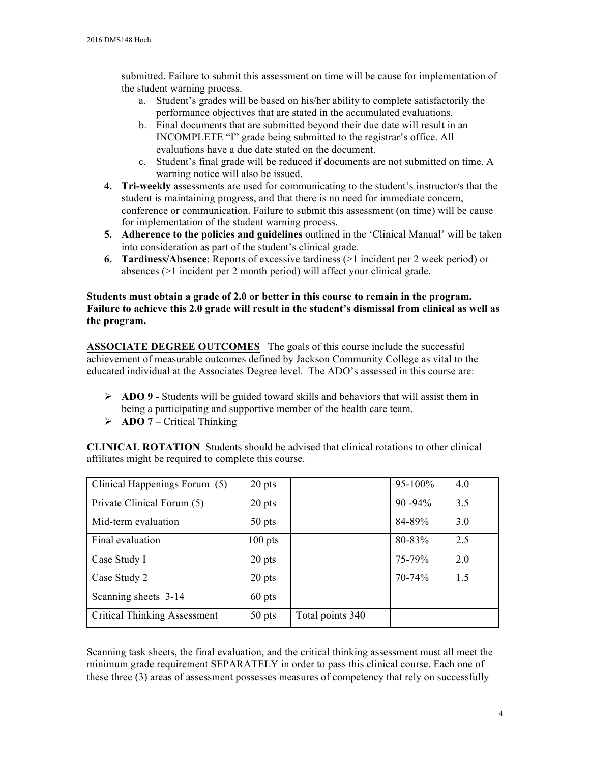submitted. Failure to submit this assessment on time will be cause for implementation of the student warning process.

   a. Student's grades will be based on his/her ability to complete satisfactorily the performance objectives that are stated in the accumulated evaluations.
   b. Final documents that are submitted beyond their due date will result in an INCOMPLETE "I" grade being submitted to the registrar's office. All evaluations have a due date stated on the document.
   c. Student's final grade will be reduced if documents are not submitted on time. A warning notice will also be issued.

4. **Tri-weekly** assessments are used for communicating to the student's instructor/s that the student is maintaining progress, and that there is no need for immediate concern, conference or communication. Failure to submit this assessment (on time) will be cause for implementation of the student warning process.
5. **Adherence to the policies and guidelines** outlined in the 'Clinical Manual' will be taken into consideration as part of the student's clinical grade.
6. **Tardiness/Absence**: Reports of excessive tardiness (>1 incident per 2 week period) or absences (>1 incident per 2 month period) will affect your clinical grade.

**Students must obtain a grade of 2.0 or better in this course to remain in the program. Failure to achieve this 2.0 grade will result in the student's dismissal from clinical as well as the program.**

**ASSOCIATE DEGREE OUTCOMES** The goals of this course include the successful achievement of measurable outcomes defined by Jackson Community College as vital to the educated individual at the Associates Degree level. The ADO's assessed in this course are:

- **ADO 9** - Students will be guided toward skills and behaviors that will assist them in being a participating and supportive member of the health care team.
- **ADO 7** – Critical Thinking

**CLINICAL ROTATION** Students should be advised that clinical rotations to other clinical affiliates might be required to complete this course.

| | | | | |
|---|---|---|---|---|
| Clinical Happenings Forum (5) | 20 pts | | 95-100% | 4.0 |
| Private Clinical Forum (5) | 20 pts | | 90 -94% | 3.5 |
| Mid-term evaluation | 50 pts | | 84-89% | 3.0 |
| Final evaluation | 100 pts | | 80-83% | 2.5 |
| Case Study I | 20 pts | | 75-79% | 2.0 |
| Case Study 2 | 20 pts | | 70-74% | 1.5 |
| Scanning sheets 3-14 | 60 pts | | | |
| Critical Thinking Assessment | 50 pts | Total points 340 | | |

Scanning task sheets, the final evaluation, and the critical thinking assessment must all meet the minimum grade requirement SEPARATELY in order to pass this clinical course. Each one of these three (3) areas of assessment possesses measures of competency that rely on successfully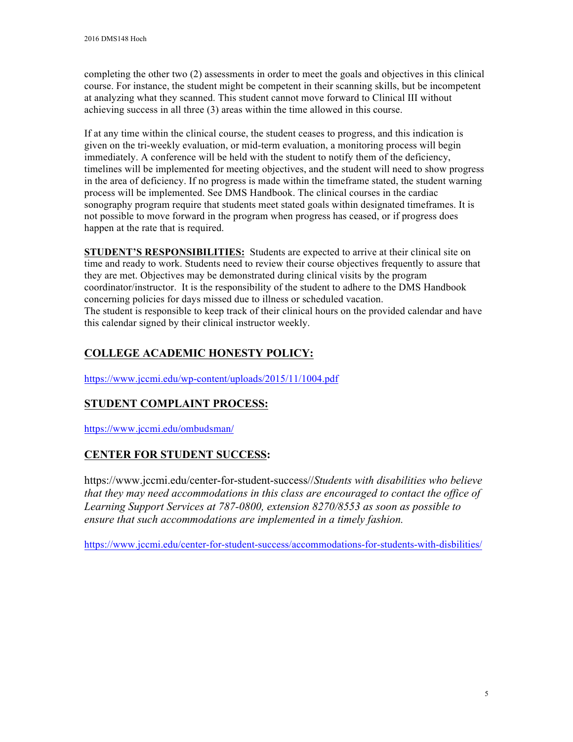completing the other two (2) assessments in order to meet the goals and objectives in this clinical course. For instance, the student might be competent in their scanning skills, but be incompetent at analyzing what they scanned. This student cannot move forward to Clinical III without achieving success in all three (3) areas within the time allowed in this course.

If at any time within the clinical course, the student ceases to progress, and this indication is given on the tri-weekly evaluation, or mid-term evaluation, a monitoring process will begin immediately. A conference will be held with the student to notify them of the deficiency, timelines will be implemented for meeting objectives, and the student will need to show progress in the area of deficiency. If no progress is made within the timeframe stated, the student warning process will be implemented. See DMS Handbook. The clinical courses in the cardiac sonography program require that students meet stated goals within designated timeframes. It is not possible to move forward in the program when progress has ceased, or if progress does happen at the rate that is required.

**STUDENT'S RESPONSIBILITIES:** Students are expected to arrive at their clinical site on time and ready to work. Students need to review their course objectives frequently to assure that they are met. Objectives may be demonstrated during clinical visits by the program coordinator/instructor. It is the responsibility of the student to adhere to the DMS Handbook concerning policies for days missed due to illness or scheduled vacation.
The student is responsible to keep track of their clinical hours on the provided calendar and have this calendar signed by their clinical instructor weekly.

## COLLEGE ACADEMIC HONESTY POLICY:

https://www.jccmi.edu/wp-content/uploads/2015/11/1004.pdf

## STUDENT COMPLAINT PROCESS:

https://www.jccmi.edu/ombudsman/

## CENTER FOR STUDENT SUCCESS:

https://www.jccmi.edu/center-for-student-success//*Students with disabilities who believe that they may need accommodations in this class are encouraged to contact the office of Learning Support Services at 787-0800, extension 8270/8553 as soon as possible to ensure that such accommodations are implemented in a timely fashion.*

https://www.jccmi.edu/center-for-student-success/accommodations-for-students-with-disbilities/